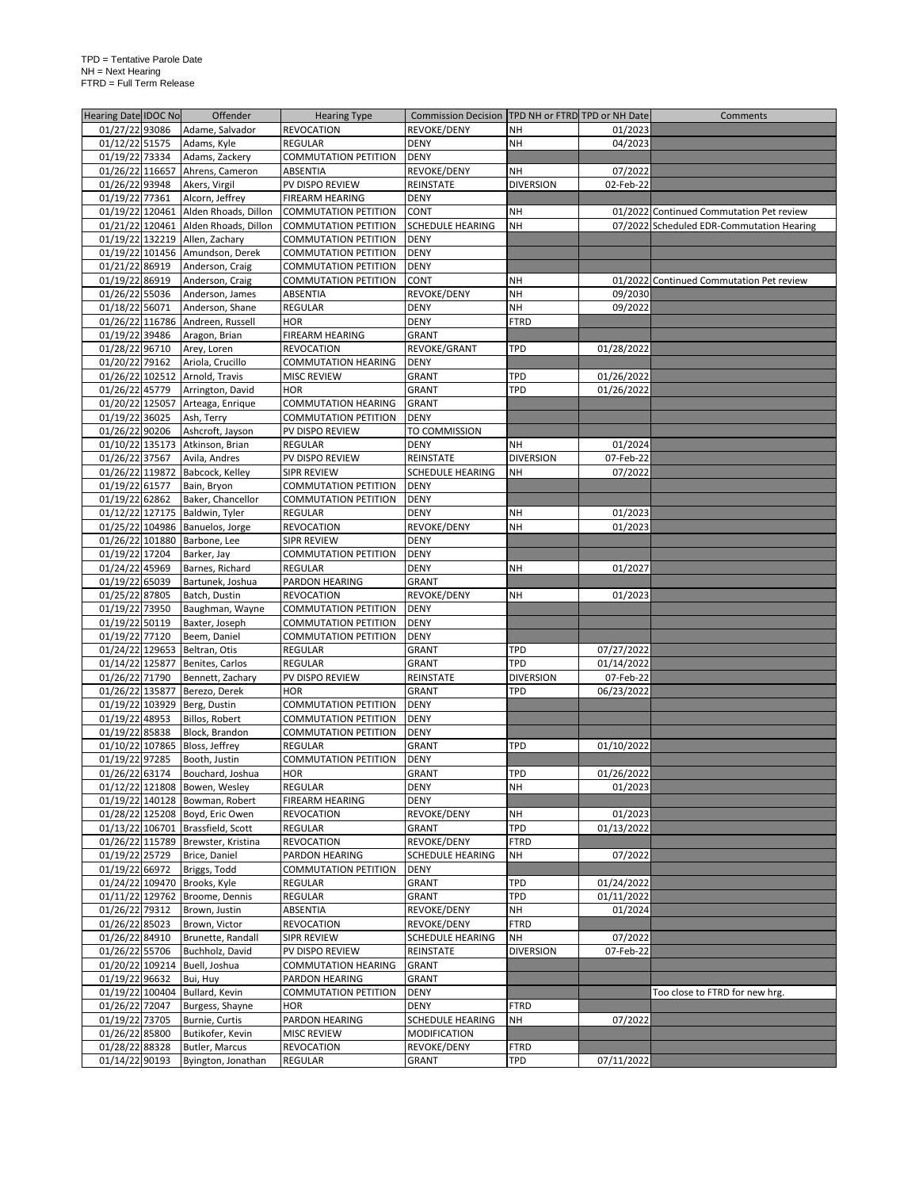TPD = Tentative Parole Date
NH = Next Hearing
FTRD = Full Term Release

| Hearing Date | IDOC No | Offender | Hearing Type | Commission Decision | TPD NH or FTRD | TPD or NH Date | Comments |
|---|---|---|---|---|---|---|---|
| 01/27/22 | 93086 | Adame, Salvador | REVOCATION | REVOKE/DENY | NH | 01/2023 | |
| 01/12/22 | 51575 | Adams, Kyle | REGULAR | DENY | NH | 04/2023 | |
| 01/19/22 | 73334 | Adams, Zackery | COMMUTATION PETITION | DENY | | | |
| 01/26/22 | 116657 | Ahrens, Cameron | ABSENTIA | REVOKE/DENY | NH | 07/2022 | |
| 01/26/22 | 93948 | Akers, Virgil | PV DISPO REVIEW | REINSTATE | DIVERSION | 02-Feb-22 | |
| 01/19/22 | 77361 | Alcorn, Jeffrey | FIREARM HEARING | DENY | | | |
| 01/19/22 | 120461 | Alden Rhoads, Dillon | COMMUTATION PETITION | CONT | NH | 01/2022 | Continued Commutation Pet review |
| 01/21/22 | 120461 | Alden Rhoads, Dillon | COMMUTATION PETITION | SCHEDULE HEARING | NH | 07/2022 | Scheduled EDR-Commutation Hearing |
| 01/19/22 | 132219 | Allen, Zachary | COMMUTATION PETITION | DENY | | | |
| 01/19/22 | 101456 | Amundson, Derek | COMMUTATION PETITION | DENY | | | |
| 01/21/22 | 86919 | Anderson, Craig | COMMUTATION PETITION | DENY | | | |
| 01/19/22 | 86919 | Anderson, Craig | COMMUTATION PETITION | CONT | NH | 01/2022 | Continued Commutation Pet review |
| 01/26/22 | 55036 | Anderson, James | ABSENTIA | REVOKE/DENY | NH | 09/2030 | |
| 01/18/22 | 56071 | Anderson, Shane | REGULAR | DENY | NH | 09/2022 | |
| 01/26/22 | 116786 | Andreen, Russell | HOR | DENY | FTRD | | |
| 01/19/22 | 39486 | Aragon, Brian | FIREARM HEARING | GRANT | | | |
| 01/28/22 | 96710 | Arey, Loren | REVOCATION | REVOKE/GRANT | TPD | 01/28/2022 | |
| 01/20/22 | 79162 | Ariola, Crucillo | COMMUTATION HEARING | DENY | | | |
| 01/26/22 | 102512 | Arnold, Travis | MISC REVIEW | GRANT | TPD | 01/26/2022 | |
| 01/26/22 | 45779 | Arrington, David | HOR | GRANT | TPD | 01/26/2022 | |
| 01/20/22 | 125057 | Arteaga, Enrique | COMMUTATION HEARING | GRANT | | | |
| 01/19/22 | 36025 | Ash, Terry | COMMUTATION PETITION | DENY | | | |
| 01/26/22 | 90206 | Ashcroft, Jayson | PV DISPO REVIEW | TO COMMISSION | | | |
| 01/10/22 | 135173 | Atkinson, Brian | REGULAR | DENY | NH | 01/2024 | |
| 01/26/22 | 37567 | Avila, Andres | PV DISPO REVIEW | REINSTATE | DIVERSION | 07-Feb-22 | |
| 01/26/22 | 119872 | Babcock, Kelley | SIPR REVIEW | SCHEDULE HEARING | NH | 07/2022 | |
| 01/19/22 | 61577 | Bain, Bryon | COMMUTATION PETITION | DENY | | | |
| 01/19/22 | 62862 | Baker, Chancellor | COMMUTATION PETITION | DENY | | | |
| 01/12/22 | 127175 | Baldwin, Tyler | REGULAR | DENY | NH | 01/2023 | |
| 01/25/22 | 104986 | Banuelos, Jorge | REVOCATION | REVOKE/DENY | NH | 01/2023 | |
| 01/26/22 | 101880 | Barbone, Lee | SIPR REVIEW | DENY | | | |
| 01/19/22 | 17204 | Barker, Jay | COMMUTATION PETITION | DENY | | | |
| 01/24/22 | 45969 | Barnes, Richard | REGULAR | DENY | NH | 01/2027 | |
| 01/19/22 | 65039 | Bartunek, Joshua | PARDON HEARING | GRANT | | | |
| 01/25/22 | 87805 | Batch, Dustin | REVOCATION | REVOKE/DENY | NH | 01/2023 | |
| 01/19/22 | 73950 | Baughman, Wayne | COMMUTATION PETITION | DENY | | | |
| 01/19/22 | 50119 | Baxter, Joseph | COMMUTATION PETITION | DENY | | | |
| 01/19/22 | 77120 | Beem, Daniel | COMMUTATION PETITION | DENY | | | |
| 01/24/22 | 129653 | Beltran, Otis | REGULAR | GRANT | TPD | 07/27/2022 | |
| 01/14/22 | 125877 | Benites, Carlos | REGULAR | GRANT | TPD | 01/14/2022 | |
| 01/26/22 | 71790 | Bennett, Zachary | PV DISPO REVIEW | REINSTATE | DIVERSION | 07-Feb-22 | |
| 01/26/22 | 135877 | Berezo, Derek | HOR | GRANT | TPD | 06/23/2022 | |
| 01/19/22 | 103929 | Berg, Dustin | COMMUTATION PETITION | DENY | | | |
| 01/19/22 | 48953 | Billos, Robert | COMMUTATION PETITION | DENY | | | |
| 01/19/22 | 85838 | Block, Brandon | COMMUTATION PETITION | DENY | | | |
| 01/10/22 | 107865 | Bloss, Jeffrey | REGULAR | GRANT | TPD | 01/10/2022 | |
| 01/19/22 | 97285 | Booth, Justin | COMMUTATION PETITION | DENY | | | |
| 01/26/22 | 63174 | Bouchard, Joshua | HOR | GRANT | TPD | 01/26/2022 | |
| 01/12/22 | 121808 | Bowen, Wesley | REGULAR | DENY | NH | 01/2023 | |
| 01/19/22 | 140128 | Bowman, Robert | FIREARM HEARING | DENY | | | |
| 01/28/22 | 125208 | Boyd, Eric Owen | REVOCATION | REVOKE/DENY | NH | 01/2023 | |
| 01/13/22 | 106701 | Brassfield, Scott | REGULAR | GRANT | TPD | 01/13/2022 | |
| 01/26/22 | 115789 | Brewster, Kristina | REVOCATION | REVOKE/DENY | FTRD | | |
| 01/19/22 | 25729 | Brice, Daniel | PARDON HEARING | SCHEDULE HEARING | NH | 07/2022 | |
| 01/19/22 | 66972 | Briggs, Todd | COMMUTATION PETITION | DENY | | | |
| 01/24/22 | 109470 | Brooks, Kyle | REGULAR | GRANT | TPD | 01/24/2022 | |
| 01/11/22 | 129762 | Broome, Dennis | REGULAR | GRANT | TPD | 01/11/2022 | |
| 01/26/22 | 79312 | Brown, Justin | ABSENTIA | REVOKE/DENY | NH | 01/2024 | |
| 01/26/22 | 85023 | Brown, Victor | REVOCATION | REVOKE/DENY | FTRD | | |
| 01/26/22 | 84910 | Brunette, Randall | SIPR REVIEW | SCHEDULE HEARING | NH | 07/2022 | |
| 01/26/22 | 55706 | Buchholz, David | PV DISPO REVIEW | REINSTATE | DIVERSION | 07-Feb-22 | |
| 01/20/22 | 109214 | Buell, Joshua | COMMUTATION HEARING | GRANT | | | |
| 01/19/22 | 96632 | Bui, Huy | PARDON HEARING | GRANT | | | |
| 01/19/22 | 100404 | Bullard, Kevin | COMMUTATION PETITION | DENY | | | Too close to FTRD for new hrg. |
| 01/26/22 | 72047 | Burgess, Shayne | HOR | DENY | FTRD | | |
| 01/19/22 | 73705 | Burnie, Curtis | PARDON HEARING | SCHEDULE HEARING | NH | 07/2022 | |
| 01/26/22 | 85800 | Butikofer, Kevin | MISC REVIEW | MODIFICATION | | | |
| 01/28/22 | 88328 | Butler, Marcus | REVOCATION | REVOKE/DENY | FTRD | | |
| 01/14/22 | 90193 | Byington, Jonathan | REGULAR | GRANT | TPD | 07/11/2022 | |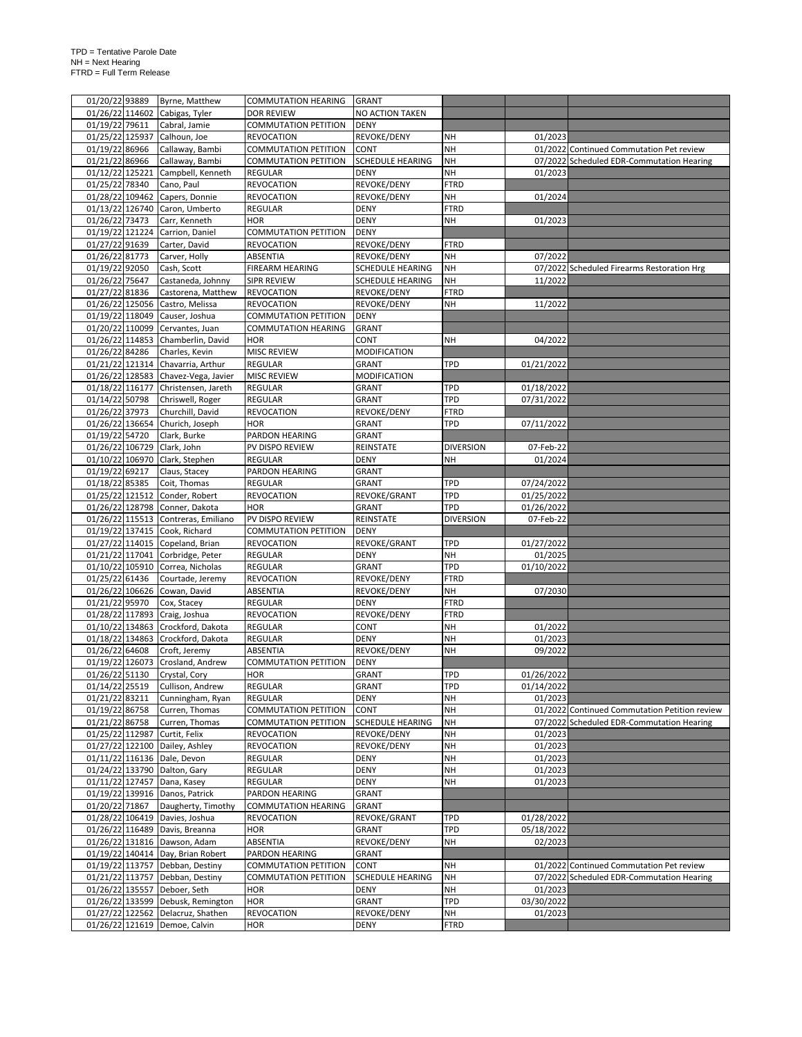TPD = Tentative Parole Date
NH = Next Hearing
FTRD = Full Term Release

| Date | ID | Name | Hearing Type | Decision | | Date | Notes |
|---|---|---|---|---|---|---|---|
| 01/20/22 | 93889 | Byrne, Matthew | COMMUTATION HEARING | GRANT | | | |
| 01/26/22 | 114602 | Cabigas, Tyler | DOR REVIEW | NO ACTION TAKEN | | | |
| 01/19/22 | 79611 | Cabral, Jamie | COMMUTATION PETITION | DENY | | | |
| 01/25/22 | 125937 | Calhoun, Joe | REVOCATION | REVOKE/DENY | NH | 01/2023 | |
| 01/19/22 | 86966 | Callaway, Bambi | COMMUTATION PETITION | CONT | NH | 01/2022 | Continued Commutation Pet review |
| 01/21/22 | 86966 | Callaway, Bambi | COMMUTATION PETITION | SCHEDULE HEARING | NH | 07/2022 | Scheduled EDR-Commutation Hearing |
| 01/12/22 | 125221 | Campbell, Kenneth | REGULAR | DENY | NH | 01/2023 | |
| 01/25/22 | 78340 | Cano, Paul | REVOCATION | REVOKE/DENY | FTRD | | |
| 01/28/22 | 109462 | Capers, Donnie | REVOCATION | REVOKE/DENY | NH | 01/2024 | |
| 01/13/22 | 126740 | Caron, Umberto | REGULAR | DENY | FTRD | | |
| 01/26/22 | 73473 | Carr, Kenneth | HOR | DENY | NH | 01/2023 | |
| 01/19/22 | 121224 | Carrion, Daniel | COMMUTATION PETITION | DENY | | | |
| 01/27/22 | 91639 | Carter, David | REVOCATION | REVOKE/DENY | FTRD | | |
| 01/26/22 | 81773 | Carver, Holly | ABSENTIA | REVOKE/DENY | NH | 07/2022 | |
| 01/19/22 | 92050 | Cash, Scott | FIREARM HEARING | SCHEDULE HEARING | NH | 07/2022 | Scheduled Firearms Restoration Hrg |
| 01/26/22 | 75647 | Castaneda, Johnny | SIPR REVIEW | SCHEDULE HEARING | NH | 11/2022 | |
| 01/27/22 | 81836 | Castorena, Matthew | REVOCATION | REVOKE/DENY | FTRD | | |
| 01/26/22 | 125056 | Castro, Melissa | REVOCATION | REVOKE/DENY | NH | 11/2022 | |
| 01/19/22 | 118049 | Causer, Joshua | COMMUTATION PETITION | DENY | | | |
| 01/20/22 | 110099 | Cervantes, Juan | COMMUTATION HEARING | GRANT | | | |
| 01/26/22 | 114853 | Chamberlin, David | HOR | CONT | NH | 04/2022 | |
| 01/26/22 | 84286 | Charles, Kevin | MISC REVIEW | MODIFICATION | | | |
| 01/21/22 | 121314 | Chavarria, Arthur | REGULAR | GRANT | TPD | 01/21/2022 | |
| 01/26/22 | 128583 | Chavez-Vega, Javier | MISC REVIEW | MODIFICATION | | | |
| 01/18/22 | 116177 | Christensen, Jareth | REGULAR | GRANT | TPD | 01/18/2022 | |
| 01/14/22 | 50798 | Chriswell, Roger | REGULAR | GRANT | TPD | 07/31/2022 | |
| 01/26/22 | 37973 | Churchill, David | REVOCATION | REVOKE/DENY | FTRD | | |
| 01/26/22 | 136654 | Churich, Joseph | HOR | GRANT | TPD | 07/11/2022 | |
| 01/19/22 | 54720 | Clark, Burke | PARDON HEARING | GRANT | | | |
| 01/26/22 | 106729 | Clark, John | PV DISPO REVIEW | REINSTATE | DIVERSION | 07-Feb-22 | |
| 01/10/22 | 106970 | Clark, Stephen | REGULAR | DENY | NH | 01/2024 | |
| 01/19/22 | 69217 | Claus, Stacey | PARDON HEARING | GRANT | | | |
| 01/18/22 | 85385 | Coit, Thomas | REGULAR | GRANT | TPD | 07/24/2022 | |
| 01/25/22 | 121512 | Conder, Robert | REVOCATION | REVOKE/GRANT | TPD | 01/25/2022 | |
| 01/26/22 | 128798 | Conner, Dakota | HOR | GRANT | TPD | 01/26/2022 | |
| 01/26/22 | 115513 | Contreras, Emiliano | PV DISPO REVIEW | REINSTATE | DIVERSION | 07-Feb-22 | |
| 01/19/22 | 137415 | Cook, Richard | COMMUTATION PETITION | DENY | | | |
| 01/27/22 | 114015 | Copeland, Brian | REVOCATION | REVOKE/GRANT | TPD | 01/27/2022 | |
| 01/21/22 | 117041 | Corbridge, Peter | REGULAR | DENY | NH | 01/2025 | |
| 01/10/22 | 105910 | Correa, Nicholas | REGULAR | GRANT | TPD | 01/10/2022 | |
| 01/25/22 | 61436 | Courtade, Jeremy | REVOCATION | REVOKE/DENY | FTRD | | |
| 01/26/22 | 106626 | Cowan, David | ABSENTIA | REVOKE/DENY | NH | 07/2030 | |
| 01/21/22 | 95970 | Cox, Stacey | REGULAR | DENY | FTRD | | |
| 01/28/22 | 117893 | Craig, Joshua | REVOCATION | REVOKE/DENY | FTRD | | |
| 01/10/22 | 134863 | Crockford, Dakota | REGULAR | CONT | NH | 01/2022 | |
| 01/18/22 | 134863 | Crockford, Dakota | REGULAR | DENY | NH | 01/2023 | |
| 01/26/22 | 64608 | Croft, Jeremy | ABSENTIA | REVOKE/DENY | NH | 09/2022 | |
| 01/19/22 | 126073 | Crosland, Andrew | COMMUTATION PETITION | DENY | | | |
| 01/26/22 | 51130 | Crystal, Cory | HOR | GRANT | TPD | 01/26/2022 | |
| 01/14/22 | 25519 | Cullison, Andrew | REGULAR | GRANT | TPD | 01/14/2022 | |
| 01/21/22 | 83211 | Cunningham, Ryan | REGULAR | DENY | NH | 01/2023 | |
| 01/19/22 | 86758 | Curren, Thomas | COMMUTATION PETITION | CONT | NH | 01/2022 | Continued Commutation Petition review |
| 01/21/22 | 86758 | Curren, Thomas | COMMUTATION PETITION | SCHEDULE HEARING | NH | 07/2022 | Scheduled EDR-Commutation Hearing |
| 01/25/22 | 112987 | Curtit, Felix | REVOCATION | REVOKE/DENY | NH | 01/2023 | |
| 01/27/22 | 122100 | Dailey, Ashley | REVOCATION | REVOKE/DENY | NH | 01/2023 | |
| 01/11/22 | 116136 | Dale, Devon | REGULAR | DENY | NH | 01/2023 | |
| 01/24/22 | 133790 | Dalton, Gary | REGULAR | DENY | NH | 01/2023 | |
| 01/11/22 | 127457 | Dana, Kasey | REGULAR | DENY | NH | 01/2023 | |
| 01/19/22 | 139916 | Danos, Patrick | PARDON HEARING | GRANT | | | |
| 01/20/22 | 71867 | Daugherty, Timothy | COMMUTATION HEARING | GRANT | | | |
| 01/28/22 | 106419 | Davies, Joshua | REVOCATION | REVOKE/GRANT | TPD | 01/28/2022 | |
| 01/26/22 | 116489 | Davis, Breanna | HOR | GRANT | TPD | 05/18/2022 | |
| 01/26/22 | 131816 | Dawson, Adam | ABSENTIA | REVOKE/DENY | NH | 02/2023 | |
| 01/19/22 | 140414 | Day, Brian Robert | PARDON HEARING | GRANT | | | |
| 01/19/22 | 113757 | Debban, Destiny | COMMUTATION PETITION | CONT | NH | 01/2022 | Continued Commutation Pet review |
| 01/21/22 | 113757 | Debban, Destiny | COMMUTATION PETITION | SCHEDULE HEARING | NH | 07/2022 | Scheduled EDR-Commutation Hearing |
| 01/26/22 | 135557 | Deboer, Seth | HOR | DENY | NH | 01/2023 | |
| 01/26/22 | 133599 | Debusk, Remington | HOR | GRANT | TPD | 03/30/2022 | |
| 01/27/22 | 122562 | Delacruz, Shathen | REVOCATION | REVOKE/DENY | NH | 01/2023 | |
| 01/26/22 | 121619 | Demoe, Calvin | HOR | DENY | FTRD | | |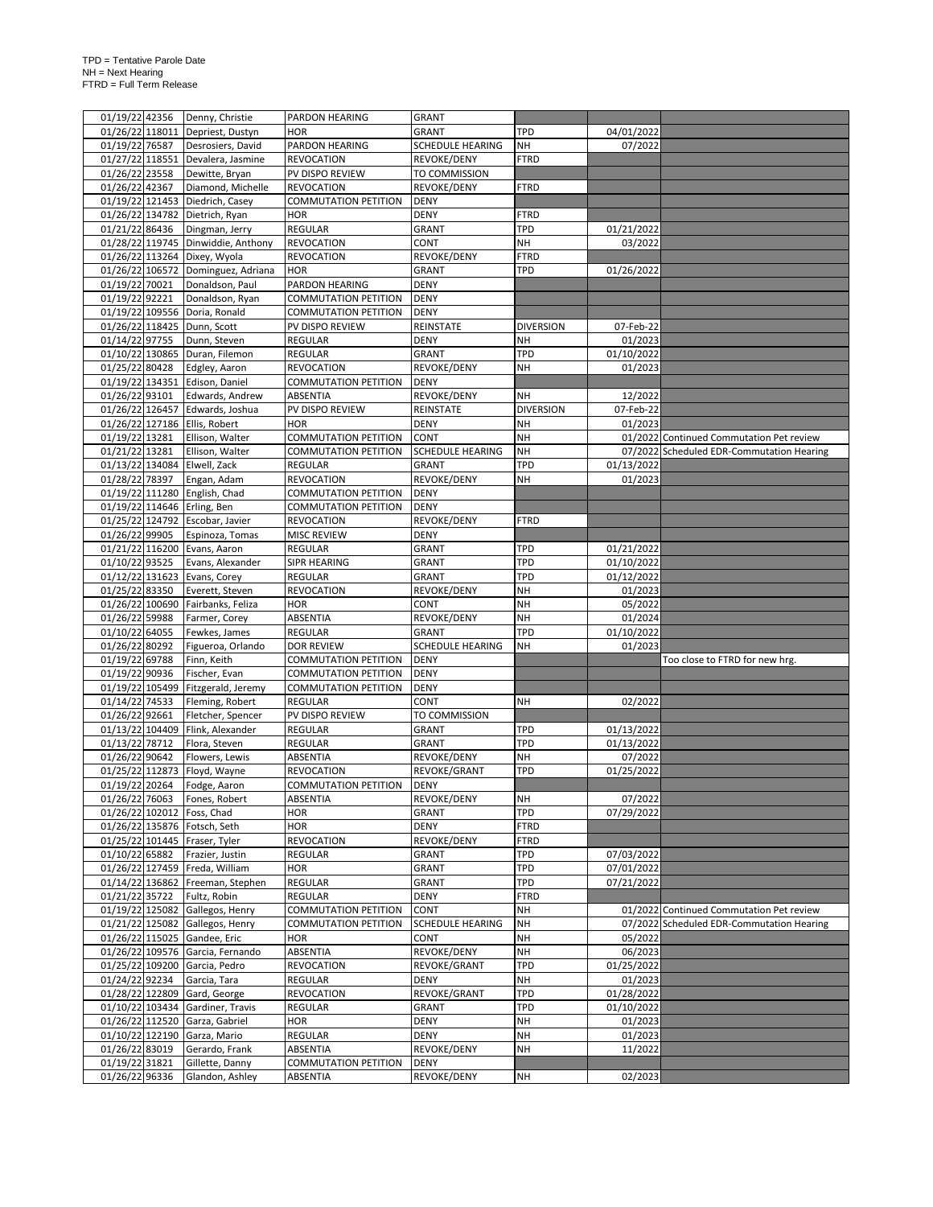TPD = Tentative Parole Date
NH = Next Hearing
FTRD = Full Term Release

| | | | | | | | |
|---|---|---|---|---|---|---|---|
| 01/19/22 | 42356 | Denny, Christie | PARDON HEARING | GRANT | | | |
| 01/26/22 | 118011 | Depriest, Dustyn | HOR | GRANT | TPD | 04/01/2022 | |
| 01/19/22 | 76587 | Desrosiers, David | PARDON HEARING | SCHEDULE HEARING | NH | 07/2022 | |
| 01/27/22 | 118551 | Devalera, Jasmine | REVOCATION | REVOKE/DENY | FTRD | | |
| 01/26/22 | 23558 | Dewitte, Bryan | PV DISPO REVIEW | TO COMMISSION | | | |
| 01/26/22 | 42367 | Diamond, Michelle | REVOCATION | REVOKE/DENY | FTRD | | |
| 01/19/22 | 121453 | Diedrich, Casey | COMMUTATION PETITION | DENY | | | |
| 01/26/22 | 134782 | Dietrich, Ryan | HOR | DENY | FTRD | | |
| 01/21/22 | 86436 | Dingman, Jerry | REGULAR | GRANT | TPD | 01/21/2022 | |
| 01/28/22 | 119745 | Dinwiddie, Anthony | REVOCATION | CONT | NH | 03/2022 | |
| 01/26/22 | 113264 | Dixey, Wyola | REVOCATION | REVOKE/DENY | FTRD | | |
| 01/26/22 | 106572 | Dominguez, Adriana | HOR | GRANT | TPD | 01/26/2022 | |
| 01/19/22 | 70021 | Donaldson, Paul | PARDON HEARING | DENY | | | |
| 01/19/22 | 92221 | Donaldson, Ryan | COMMUTATION PETITION | DENY | | | |
| 01/19/22 | 109556 | Doria, Ronald | COMMUTATION PETITION | DENY | | | |
| 01/26/22 | 118425 | Dunn, Scott | PV DISPO REVIEW | REINSTATE | DIVERSION | 07-Feb-22 | |
| 01/14/22 | 97755 | Dunn, Steven | REGULAR | DENY | NH | 01/2023 | |
| 01/10/22 | 130865 | Duran, Filemon | REGULAR | GRANT | TPD | 01/10/2022 | |
| 01/25/22 | 80428 | Edgley, Aaron | REVOCATION | REVOKE/DENY | NH | 01/2023 | |
| 01/19/22 | 134351 | Edison, Daniel | COMMUTATION PETITION | DENY | | | |
| 01/26/22 | 93101 | Edwards, Andrew | ABSENTIA | REVOKE/DENY | NH | 12/2022 | |
| 01/26/22 | 126457 | Edwards, Joshua | PV DISPO REVIEW | REINSTATE | DIVERSION | 07-Feb-22 | |
| 01/26/22 | 127186 | Ellis, Robert | HOR | DENY | NH | 01/2023 | |
| 01/19/22 | 13281 | Ellison, Walter | COMMUTATION PETITION | CONT | NH | 01/2022 | Continued Commutation Pet review |
| 01/21/22 | 13281 | Ellison, Walter | COMMUTATION PETITION | SCHEDULE HEARING | NH | 07/2022 | Scheduled EDR-Commutation Hearing |
| 01/13/22 | 134084 | Elwell, Zack | REGULAR | GRANT | TPD | 01/13/2022 | |
| 01/28/22 | 78397 | Engan, Adam | REVOCATION | REVOKE/DENY | NH | 01/2023 | |
| 01/19/22 | 111280 | English, Chad | COMMUTATION PETITION | DENY | | | |
| 01/19/22 | 114646 | Erling, Ben | COMMUTATION PETITION | DENY | | | |
| 01/25/22 | 124792 | Escobar, Javier | REVOCATION | REVOKE/DENY | FTRD | | |
| 01/26/22 | 99905 | Espinoza, Tomas | MISC REVIEW | DENY | | | |
| 01/21/22 | 116200 | Evans, Aaron | REGULAR | GRANT | TPD | 01/21/2022 | |
| 01/10/22 | 93525 | Evans, Alexander | SIPR HEARING | GRANT | TPD | 01/10/2022 | |
| 01/12/22 | 131623 | Evans, Corey | REGULAR | GRANT | TPD | 01/12/2022 | |
| 01/25/22 | 83350 | Everett, Steven | REVOCATION | REVOKE/DENY | NH | 01/2023 | |
| 01/26/22 | 100690 | Fairbanks, Feliza | HOR | CONT | NH | 05/2022 | |
| 01/26/22 | 59988 | Farmer, Corey | ABSENTIA | REVOKE/DENY | NH | 01/2024 | |
| 01/10/22 | 64055 | Fewkes, James | REGULAR | GRANT | TPD | 01/10/2022 | |
| 01/26/22 | 80292 | Figueroa, Orlando | DOR REVIEW | SCHEDULE HEARING | NH | 01/2023 | |
| 01/19/22 | 69788 | Finn, Keith | COMMUTATION PETITION | DENY | | | Too close to FTRD for new hrg. |
| 01/19/22 | 90936 | Fischer, Evan | COMMUTATION PETITION | DENY | | | |
| 01/19/22 | 105499 | Fitzgerald, Jeremy | COMMUTATION PETITION | DENY | | | |
| 01/14/22 | 74533 | Fleming, Robert | REGULAR | CONT | NH | 02/2022 | |
| 01/26/22 | 92661 | Fletcher, Spencer | PV DISPO REVIEW | TO COMMISSION | | | |
| 01/13/22 | 104409 | Flink, Alexander | REGULAR | GRANT | TPD | 01/13/2022 | |
| 01/13/22 | 78712 | Flora, Steven | REGULAR | GRANT | TPD | 01/13/2022 | |
| 01/26/22 | 90642 | Flowers, Lewis | ABSENTIA | REVOKE/DENY | NH | 07/2022 | |
| 01/25/22 | 112873 | Floyd, Wayne | REVOCATION | REVOKE/GRANT | TPD | 01/25/2022 | |
| 01/19/22 | 20264 | Fodge, Aaron | COMMUTATION PETITION | DENY | | | |
| 01/26/22 | 76063 | Fones, Robert | ABSENTIA | REVOKE/DENY | NH | 07/2022 | |
| 01/26/22 | 102012 | Foss, Chad | HOR | GRANT | TPD | 07/29/2022 | |
| 01/26/22 | 135876 | Fotsch, Seth | HOR | DENY | FTRD | | |
| 01/25/22 | 101445 | Fraser, Tyler | REVOCATION | REVOKE/DENY | FTRD | | |
| 01/10/22 | 65882 | Frazier, Justin | REGULAR | GRANT | TPD | 07/03/2022 | |
| 01/26/22 | 127459 | Freda, William | HOR | GRANT | TPD | 07/01/2022 | |
| 01/14/22 | 136862 | Freeman, Stephen | REGULAR | GRANT | TPD | 07/21/2022 | |
| 01/21/22 | 35722 | Fultz, Robin | REGULAR | DENY | FTRD | | |
| 01/19/22 | 125082 | Gallegos, Henry | COMMUTATION PETITION | CONT | NH | 01/2022 | Continued Commutation Pet review |
| 01/21/22 | 125082 | Gallegos, Henry | COMMUTATION PETITION | SCHEDULE HEARING | NH | 07/2022 | Scheduled EDR-Commutation Hearing |
| 01/26/22 | 115025 | Gandee, Eric | HOR | CONT | NH | 05/2022 | |
| 01/26/22 | 109576 | Garcia, Fernando | ABSENTIA | REVOKE/DENY | NH | 06/2023 | |
| 01/25/22 | 109200 | Garcia, Pedro | REVOCATION | REVOKE/GRANT | TPD | 01/25/2022 | |
| 01/24/22 | 92234 | Garcia, Tara | REGULAR | DENY | NH | 01/2023 | |
| 01/28/22 | 122809 | Gard, George | REVOCATION | REVOKE/GRANT | TPD | 01/28/2022 | |
| 01/10/22 | 103434 | Gardiner, Travis | REGULAR | GRANT | TPD | 01/10/2022 | |
| 01/26/22 | 112520 | Garza, Gabriel | HOR | DENY | NH | 01/2023 | |
| 01/10/22 | 122190 | Garza, Mario | REGULAR | DENY | NH | 01/2023 | |
| 01/26/22 | 83019 | Gerardo, Frank | ABSENTIA | REVOKE/DENY | NH | 11/2022 | |
| 01/19/22 | 31821 | Gillette, Danny | COMMUTATION PETITION | DENY | | | |
| 01/26/22 | 96336 | Glandon, Ashley | ABSENTIA | REVOKE/DENY | NH | 02/2023 | |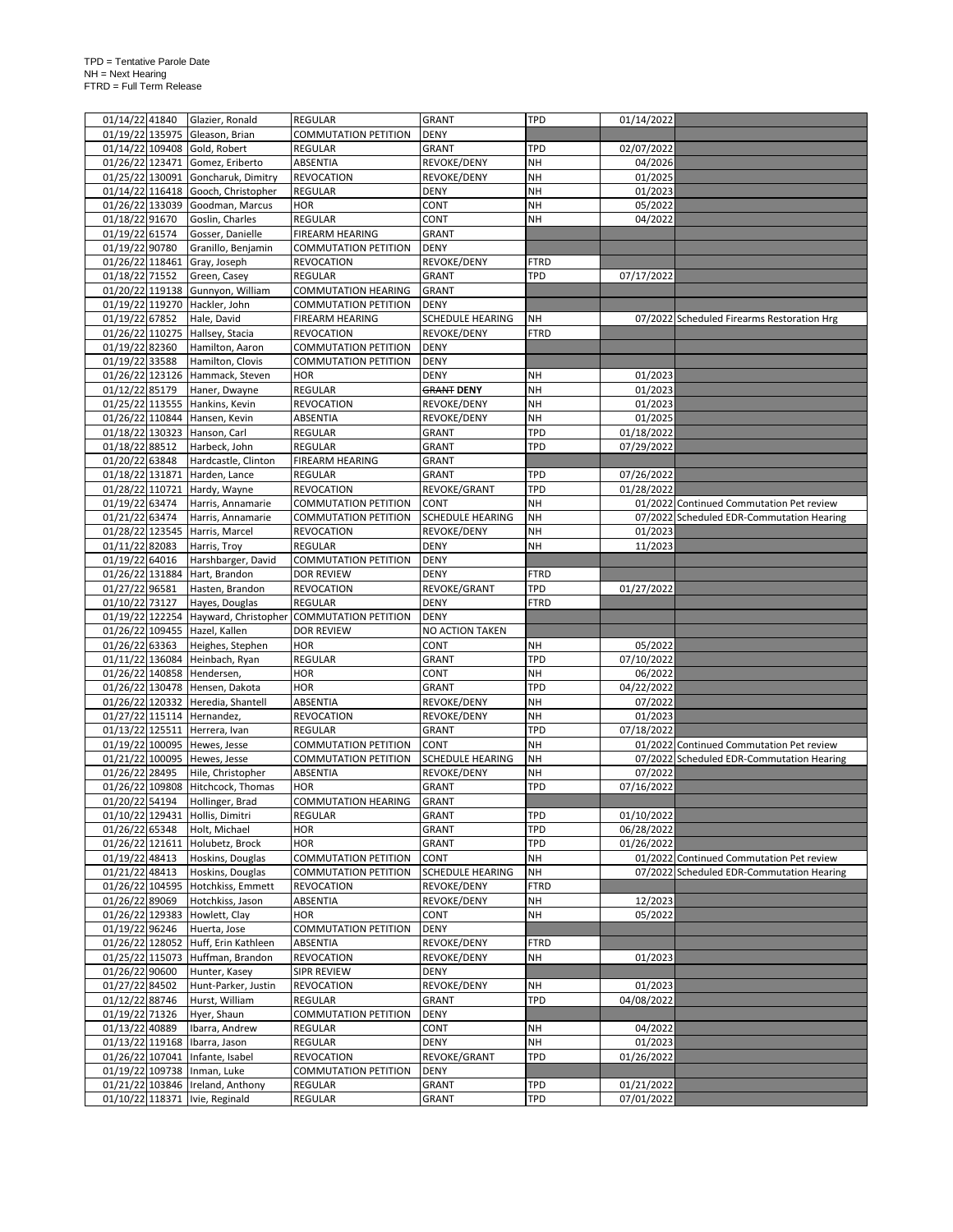TPD = Tentative Parole Date
NH = Next Hearing
FTRD = Full Term Release

| Date | ID | Name | Hearing Type | Decision | Status | Date | Notes |
|---|---|---|---|---|---|---|---|
| 01/14/22 | 41840 | Glazier, Ronald | REGULAR | GRANT | TPD | 01/14/2022 | |
| 01/19/22 | 135975 | Gleason, Brian | COMMUTATION PETITION | DENY | | | |
| 01/14/22 | 109408 | Gold, Robert | REGULAR | GRANT | TPD | 02/07/2022 | |
| 01/26/22 | 123471 | Gomez, Eriberto | ABSENTIA | REVOKE/DENY | NH | 04/2026 | |
| 01/25/22 | 130091 | Goncharuk, Dimitry | REVOCATION | REVOKE/DENY | NH | 01/2025 | |
| 01/14/22 | 116418 | Gooch, Christopher | REGULAR | DENY | NH | 01/2023 | |
| 01/26/22 | 133039 | Goodman, Marcus | HOR | CONT | NH | 05/2022 | |
| 01/18/22 | 91670 | Goslin, Charles | REGULAR | CONT | NH | 04/2022 | |
| 01/19/22 | 61574 | Gosser, Danielle | FIREARM HEARING | GRANT | | | |
| 01/19/22 | 90780 | Granillo, Benjamin | COMMUTATION PETITION | DENY | | | |
| 01/26/22 | 118461 | Gray, Joseph | REVOCATION | REVOKE/DENY | FTRD | | |
| 01/18/22 | 71552 | Green, Casey | REGULAR | GRANT | TPD | 07/17/2022 | |
| 01/20/22 | 119138 | Gunnyon, William | COMMUTATION HEARING | GRANT | | | |
| 01/19/22 | 119270 | Hackler, John | COMMUTATION PETITION | DENY | | | |
| 01/19/22 | 67852 | Hale, David | FIREARM HEARING | SCHEDULE HEARING | NH | 07/2022 | Scheduled Firearms Restoration Hrg |
| 01/26/22 | 110275 | Hallsey, Stacia | REVOCATION | REVOKE/DENY | FTRD | | |
| 01/19/22 | 82360 | Hamilton, Aaron | COMMUTATION PETITION | DENY | | | |
| 01/19/22 | 33588 | Hamilton, Clovis | COMMUTATION PETITION | DENY | | | |
| 01/26/22 | 123126 | Hammack, Steven | HOR | DENY | NH | 01/2023 | |
| 01/12/22 | 85179 | Haner, Dwayne | REGULAR | ~~GRANT~~ **DENY** | NH | 01/2023 | |
| 01/25/22 | 113555 | Hankins, Kevin | REVOCATION | REVOKE/DENY | NH | 01/2023 | |
| 01/26/22 | 110844 | Hansen, Kevin | ABSENTIA | REVOKE/DENY | NH | 01/2025 | |
| 01/18/22 | 130323 | Hanson, Carl | REGULAR | GRANT | TPD | 01/18/2022 | |
| 01/18/22 | 88512 | Harbeck, John | REGULAR | GRANT | TPD | 07/29/2022 | |
| 01/20/22 | 63848 | Hardcastle, Clinton | FIREARM HEARING | GRANT | | | |
| 01/18/22 | 131871 | Harden, Lance | REGULAR | GRANT | TPD | 07/26/2022 | |
| 01/28/22 | 110721 | Hardy, Wayne | REVOCATION | REVOKE/GRANT | TPD | 01/28/2022 | |
| 01/19/22 | 63474 | Harris, Annamarie | COMMUTATION PETITION | CONT | NH | 01/2022 | Continued Commutation Pet review |
| 01/21/22 | 63474 | Harris, Annamarie | COMMUTATION PETITION | SCHEDULE HEARING | NH | 07/2022 | Scheduled EDR-Commutation Hearing |
| 01/28/22 | 123545 | Harris, Marcel | REVOCATION | REVOKE/DENY | NH | 01/2023 | |
| 01/11/22 | 82083 | Harris, Troy | REGULAR | DENY | NH | 11/2023 | |
| 01/19/22 | 64016 | Harshbarger, David | COMMUTATION PETITION | DENY | | | |
| 01/26/22 | 131884 | Hart, Brandon | DOR REVIEW | DENY | FTRD | | |
| 01/27/22 | 96581 | Hasten, Brandon | REVOCATION | REVOKE/GRANT | TPD | 01/27/2022 | |
| 01/10/22 | 73127 | Hayes, Douglas | REGULAR | DENY | FTRD | | |
| 01/19/22 | 122254 | Hayward, Christopher | COMMUTATION PETITION | DENY | | | |
| 01/26/22 | 109455 | Hazel, Kallen | DOR REVIEW | NO ACTION TAKEN | | | |
| 01/26/22 | 63363 | Heighes, Stephen | HOR | CONT | NH | 05/2022 | |
| 01/11/22 | 136084 | Heinbach, Ryan | REGULAR | GRANT | TPD | 07/10/2022 | |
| 01/26/22 | 140858 | Hendersen, | HOR | CONT | NH | 06/2022 | |
| 01/26/22 | 130478 | Hensen, Dakota | HOR | GRANT | TPD | 04/22/2022 | |
| 01/26/22 | 120332 | Heredia, Shantell | ABSENTIA | REVOKE/DENY | NH | 07/2022 | |
| 01/27/22 | 115114 | Hernandez, | REVOCATION | REVOKE/DENY | NH | 01/2023 | |
| 01/13/22 | 125511 | Herrera, Ivan | REGULAR | GRANT | TPD | 07/18/2022 | |
| 01/19/22 | 100095 | Hewes, Jesse | COMMUTATION PETITION | CONT | NH | 01/2022 | Continued Commutation Pet review |
| 01/21/22 | 100095 | Hewes, Jesse | COMMUTATION PETITION | SCHEDULE HEARING | NH | 07/2022 | Scheduled EDR-Commutation Hearing |
| 01/26/22 | 28495 | Hile, Christopher | ABSENTIA | REVOKE/DENY | NH | 07/2022 | |
| 01/26/22 | 109808 | Hitchcock, Thomas | HOR | GRANT | TPD | 07/16/2022 | |
| 01/20/22 | 54194 | Hollinger, Brad | COMMUTATION HEARING | GRANT | | | |
| 01/10/22 | 129431 | Hollis, Dimitri | REGULAR | GRANT | TPD | 01/10/2022 | |
| 01/26/22 | 65348 | Holt, Michael | HOR | GRANT | TPD | 06/28/2022 | |
| 01/26/22 | 121611 | Holubetz, Brock | HOR | GRANT | TPD | 01/26/2022 | |
| 01/19/22 | 48413 | Hoskins, Douglas | COMMUTATION PETITION | CONT | NH | 01/2022 | Continued Commutation Pet review |
| 01/21/22 | 48413 | Hoskins, Douglas | COMMUTATION PETITION | SCHEDULE HEARING | NH | 07/2022 | Scheduled EDR-Commutation Hearing |
| 01/26/22 | 104595 | Hotchkiss, Emmett | REVOCATION | REVOKE/DENY | FTRD | | |
| 01/26/22 | 89069 | Hotchkiss, Jason | ABSENTIA | REVOKE/DENY | NH | 12/2023 | |
| 01/26/22 | 129383 | Howlett, Clay | HOR | CONT | NH | 05/2022 | |
| 01/19/22 | 96246 | Huerta, Jose | COMMUTATION PETITION | DENY | | | |
| 01/26/22 | 128052 | Huff, Erin Kathleen | ABSENTIA | REVOKE/DENY | FTRD | | |
| 01/25/22 | 115073 | Huffman, Brandon | REVOCATION | REVOKE/DENY | NH | 01/2023 | |
| 01/26/22 | 90600 | Hunter, Kasey | SIPR REVIEW | DENY | | | |
| 01/27/22 | 84502 | Hunt-Parker, Justin | REVOCATION | REVOKE/DENY | NH | 01/2023 | |
| 01/12/22 | 88746 | Hurst, William | REGULAR | GRANT | TPD | 04/08/2022 | |
| 01/19/22 | 71326 | Hyer, Shaun | COMMUTATION PETITION | DENY | | | |
| 01/13/22 | 40889 | Ibarra, Andrew | REGULAR | CONT | NH | 04/2022 | |
| 01/13/22 | 119168 | Ibarra, Jason | REGULAR | DENY | NH | 01/2023 | |
| 01/26/22 | 107041 | Infante, Isabel | REVOCATION | REVOKE/GRANT | TPD | 01/26/2022 | |
| 01/19/22 | 109738 | Inman, Luke | COMMUTATION PETITION | DENY | | | |
| 01/21/22 | 103846 | Ireland, Anthony | REGULAR | GRANT | TPD | 01/21/2022 | |
| 01/10/22 | 118371 | Ivie, Reginald | REGULAR | GRANT | TPD | 07/01/2022 | |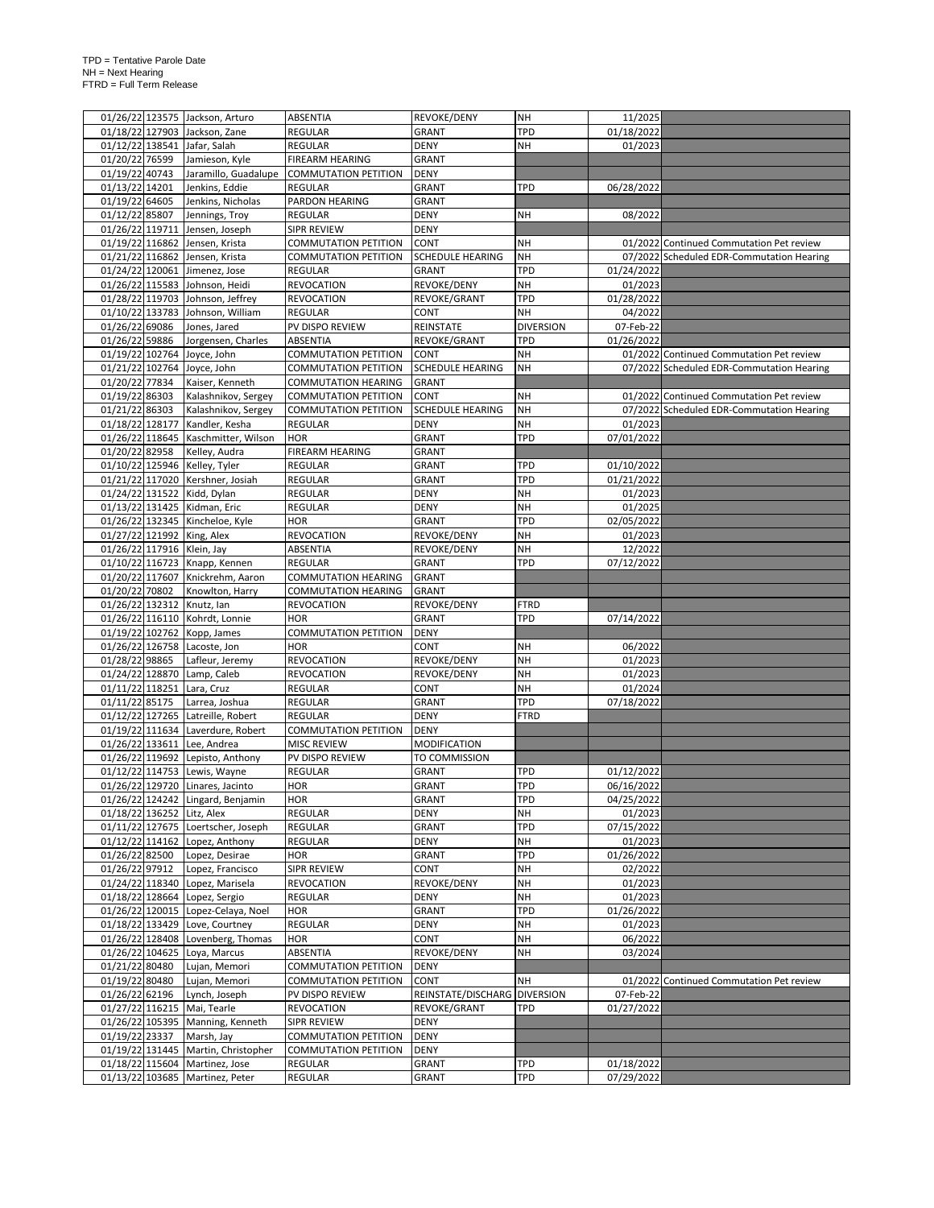TPD = Tentative Parole Date
NH = Next Hearing
FTRD = Full Term Release

| Date | ID | Name | Hearing Type | Decision | | Date | Notes |
|---|---|---|---|---|---|---|---|
| 01/26/22 | 123575 | Jackson, Arturo | ABSENTIA | REVOKE/DENY | NH | 11/2025 | |
| 01/18/22 | 127903 | Jackson, Zane | REGULAR | GRANT | TPD | 01/18/2022 | |
| 01/12/22 | 138541 | Jafar, Salah | REGULAR | DENY | NH | 01/2023 | |
| 01/20/22 | 76599 | Jamieson, Kyle | FIREARM HEARING | GRANT | | | |
| 01/19/22 | 40743 | Jaramillo, Guadalupe | COMMUTATION PETITION | DENY | | | |
| 01/13/22 | 14201 | Jenkins, Eddie | REGULAR | GRANT | TPD | 06/28/2022 | |
| 01/19/22 | 64605 | Jenkins, Nicholas | PARDON HEARING | GRANT | | | |
| 01/12/22 | 85807 | Jennings, Troy | REGULAR | DENY | NH | 08/2022 | |
| 01/26/22 | 119711 | Jensen, Joseph | SIPR REVIEW | DENY | | | |
| 01/19/22 | 116862 | Jensen, Krista | COMMUTATION PETITION | CONT | NH | 01/2022 | Continued Commutation Pet review |
| 01/21/22 | 116862 | Jensen, Krista | COMMUTATION PETITION | SCHEDULE HEARING | NH | 07/2022 | Scheduled EDR-Commutation Hearing |
| 01/24/22 | 120061 | Jimenez, Jose | REGULAR | GRANT | TPD | 01/24/2022 | |
| 01/26/22 | 115583 | Johnson, Heidi | REVOCATION | REVOKE/DENY | NH | 01/2023 | |
| 01/28/22 | 119703 | Johnson, Jeffrey | REVOCATION | REVOKE/GRANT | TPD | 01/28/2022 | |
| 01/10/22 | 133783 | Johnson, William | REGULAR | CONT | NH | 04/2022 | |
| 01/26/22 | 69086 | Jones, Jared | PV DISPO REVIEW | REINSTATE | DIVERSION | 07-Feb-22 | |
| 01/26/22 | 59886 | Jorgensen, Charles | ABSENTIA | REVOKE/GRANT | TPD | 01/26/2022 | |
| 01/19/22 | 102764 | Joyce, John | COMMUTATION PETITION | CONT | NH | 01/2022 | Continued Commutation Pet review |
| 01/21/22 | 102764 | Joyce, John | COMMUTATION PETITION | SCHEDULE HEARING | NH | 07/2022 | Scheduled EDR-Commutation Hearing |
| 01/20/22 | 77834 | Kaiser, Kenneth | COMMUTATION HEARING | GRANT | | | |
| 01/19/22 | 86303 | Kalashnikov, Sergey | COMMUTATION PETITION | CONT | NH | 01/2022 | Continued Commutation Pet review |
| 01/21/22 | 86303 | Kalashnikov, Sergey | COMMUTATION PETITION | SCHEDULE HEARING | NH | 07/2022 | Scheduled EDR-Commutation Hearing |
| 01/18/22 | 128177 | Kandler, Kesha | REGULAR | DENY | NH | 01/2023 | |
| 01/26/22 | 118645 | Kaschmitter, Wilson | HOR | GRANT | TPD | 07/01/2022 | |
| 01/20/22 | 82958 | Kelley, Audra | FIREARM HEARING | GRANT | | | |
| 01/10/22 | 125946 | Kelley, Tyler | REGULAR | GRANT | TPD | 01/10/2022 | |
| 01/21/22 | 117020 | Kershner, Josiah | REGULAR | GRANT | TPD | 01/21/2022 | |
| 01/24/22 | 131522 | Kidd, Dylan | REGULAR | DENY | NH | 01/2023 | |
| 01/13/22 | 131425 | Kidman, Eric | REGULAR | DENY | NH | 01/2025 | |
| 01/26/22 | 132345 | Kincheloe, Kyle | HOR | GRANT | TPD | 02/05/2022 | |
| 01/27/22 | 121992 | King, Alex | REVOCATION | REVOKE/DENY | NH | 01/2023 | |
| 01/26/22 | 117916 | Klein, Jay | ABSENTIA | REVOKE/DENY | NH | 12/2022 | |
| 01/10/22 | 116723 | Knapp, Kennen | REGULAR | GRANT | TPD | 07/12/2022 | |
| 01/20/22 | 117607 | Knickrehm, Aaron | COMMUTATION HEARING | GRANT | | | |
| 01/20/22 | 70802 | Knowlton, Harry | COMMUTATION HEARING | GRANT | | | |
| 01/26/22 | 132312 | Knutz, Ian | REVOCATION | REVOKE/DENY | FTRD | | |
| 01/26/22 | 116110 | Kohrdt, Lonnie | HOR | GRANT | TPD | 07/14/2022 | |
| 01/19/22 | 102762 | Kopp, James | COMMUTATION PETITION | DENY | | | |
| 01/26/22 | 126758 | Lacoste, Jon | HOR | CONT | NH | 06/2022 | |
| 01/28/22 | 98865 | Lafleur, Jeremy | REVOCATION | REVOKE/DENY | NH | 01/2023 | |
| 01/24/22 | 128870 | Lamp, Caleb | REVOCATION | REVOKE/DENY | NH | 01/2023 | |
| 01/11/22 | 118251 | Lara, Cruz | REGULAR | CONT | NH | 01/2024 | |
| 01/11/22 | 85175 | Larrea, Joshua | REGULAR | GRANT | TPD | 07/18/2022 | |
| 01/12/22 | 127265 | Latreille, Robert | REGULAR | DENY | FTRD | | |
| 01/19/22 | 111634 | Laverdure, Robert | COMMUTATION PETITION | DENY | | | |
| 01/26/22 | 133611 | Lee, Andrea | MISC REVIEW | MODIFICATION | | | |
| 01/26/22 | 119692 | Lepisto, Anthony | PV DISPO REVIEW | TO COMMISSION | | | |
| 01/12/22 | 114753 | Lewis, Wayne | REGULAR | GRANT | TPD | 01/12/2022 | |
| 01/26/22 | 129720 | Linares, Jacinto | HOR | GRANT | TPD | 06/16/2022 | |
| 01/26/22 | 124242 | Lingard, Benjamin | HOR | GRANT | TPD | 04/25/2022 | |
| 01/18/22 | 136252 | Litz, Alex | REGULAR | DENY | NH | 01/2023 | |
| 01/11/22 | 127675 | Loertscher, Joseph | REGULAR | GRANT | TPD | 07/15/2022 | |
| 01/12/22 | 114162 | Lopez, Anthony | REGULAR | DENY | NH | 01/2023 | |
| 01/26/22 | 82500 | Lopez, Desirae | HOR | GRANT | TPD | 01/26/2022 | |
| 01/26/22 | 97912 | Lopez, Francisco | SIPR REVIEW | CONT | NH | 02/2022 | |
| 01/24/22 | 118340 | Lopez, Marisela | REVOCATION | REVOKE/DENY | NH | 01/2023 | |
| 01/18/22 | 128664 | Lopez, Sergio | REGULAR | DENY | NH | 01/2023 | |
| 01/26/22 | 120015 | Lopez-Celaya, Noel | HOR | GRANT | TPD | 01/26/2022 | |
| 01/18/22 | 133429 | Love, Courtney | REGULAR | DENY | NH | 01/2023 | |
| 01/26/22 | 128408 | Lovenberg, Thomas | HOR | CONT | NH | 06/2022 | |
| 01/26/22 | 104625 | Loya, Marcus | ABSENTIA | REVOKE/DENY | NH | 03/2024 | |
| 01/21/22 | 80480 | Lujan, Memori | COMMUTATION PETITION | DENY | | | |
| 01/19/22 | 80480 | Lujan, Memori | COMMUTATION PETITION | CONT | NH | 01/2022 | Continued Commutation Pet review |
| 01/26/22 | 62196 | Lynch, Joseph | PV DISPO REVIEW | REINSTATE/DISCHARG | DIVERSION | 07-Feb-22 | |
| 01/27/22 | 116215 | Mai, Tearle | REVOCATION | REVOKE/GRANT | TPD | 01/27/2022 | |
| 01/26/22 | 105395 | Manning, Kenneth | SIPR REVIEW | DENY | | | |
| 01/19/22 | 23337 | Marsh, Jay | COMMUTATION PETITION | DENY | | | |
| 01/19/22 | 131445 | Martin, Christopher | COMMUTATION PETITION | DENY | | | |
| 01/18/22 | 115604 | Martinez, Jose | REGULAR | GRANT | TPD | 01/18/2022 | |
| 01/13/22 | 103685 | Martinez, Peter | REGULAR | GRANT | TPD | 07/29/2022 | |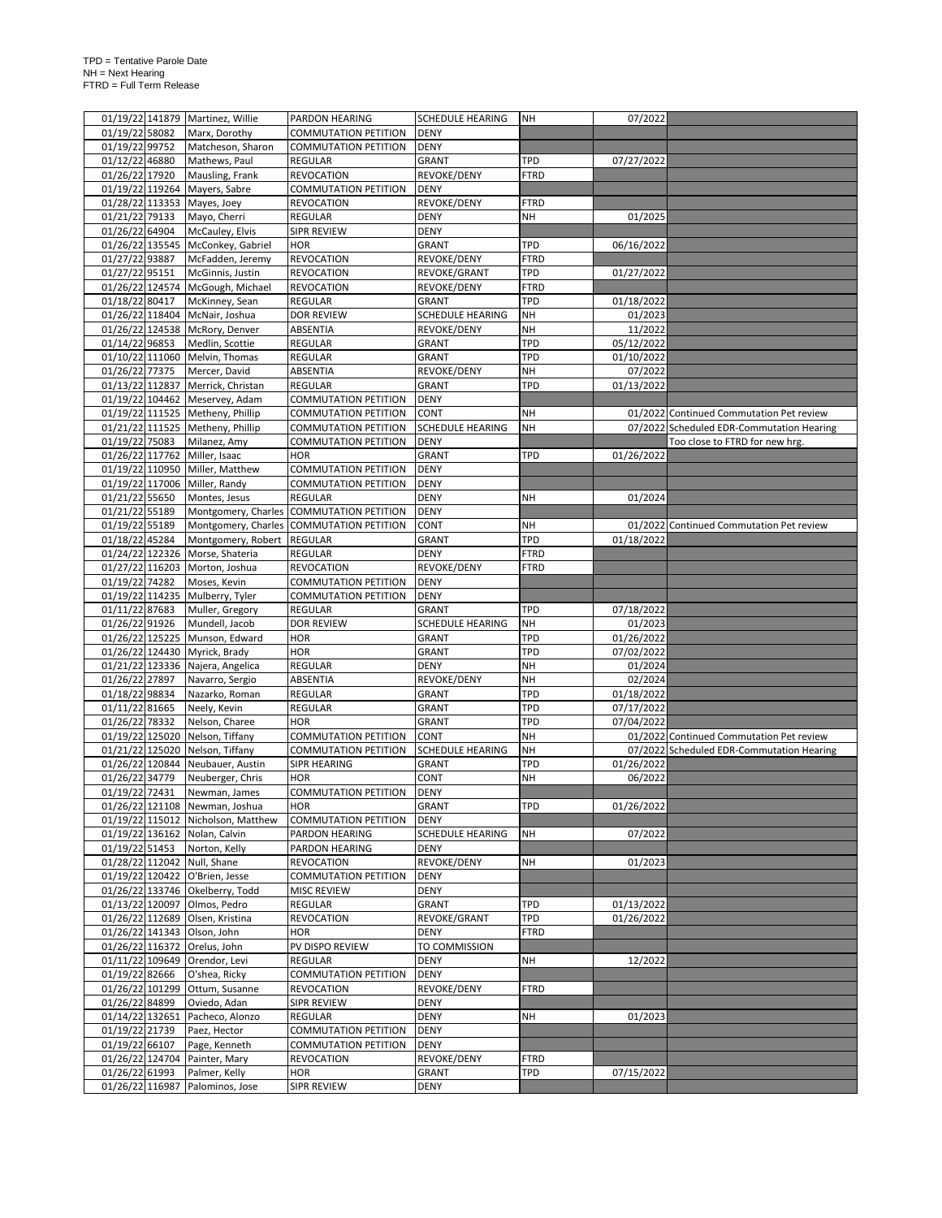TPD = Tentative Parole Date
NH = Next Hearing
FTRD = Full Term Release

| | | | | | | | |
|---|---|---|---|---|---|---|---|
| 01/19/22 | 141879 | Martinez, Willie | PARDON HEARING | SCHEDULE HEARING | NH | 07/2022 | |
| 01/19/22 | 58082 | Marx, Dorothy | COMMUTATION PETITION | DENY | | | |
| 01/19/22 | 99752 | Matcheson, Sharon | COMMUTATION PETITION | DENY | | | |
| 01/12/22 | 46880 | Mathews, Paul | REGULAR | GRANT | TPD | 07/27/2022 | |
| 01/26/22 | 17920 | Mausling, Frank | REVOCATION | REVOKE/DENY | FTRD | | |
| 01/19/22 | 119264 | Mayers, Sabre | COMMUTATION PETITION | DENY | | | |
| 01/28/22 | 113353 | Mayes, Joey | REVOCATION | REVOKE/DENY | FTRD | | |
| 01/21/22 | 79133 | Mayo, Cherri | REGULAR | DENY | NH | 01/2025 | |
| 01/26/22 | 64904 | McCauley, Elvis | SIPR REVIEW | DENY | | | |
| 01/26/22 | 135545 | McConkey, Gabriel | HOR | GRANT | TPD | 06/16/2022 | |
| 01/27/22 | 93887 | McFadden, Jeremy | REVOCATION | REVOKE/DENY | FTRD | | |
| 01/27/22 | 95151 | McGinnis, Justin | REVOCATION | REVOKE/GRANT | TPD | 01/27/2022 | |
| 01/26/22 | 124574 | McGough, Michael | REVOCATION | REVOKE/DENY | FTRD | | |
| 01/18/22 | 80417 | McKinney, Sean | REGULAR | GRANT | TPD | 01/18/2022 | |
| 01/26/22 | 118404 | McNair, Joshua | DOR REVIEW | SCHEDULE HEARING | NH | 01/2023 | |
| 01/26/22 | 124538 | McRory, Denver | ABSENTIA | REVOKE/DENY | NH | 11/2022 | |
| 01/14/22 | 96853 | Medlin, Scottie | REGULAR | GRANT | TPD | 05/12/2022 | |
| 01/10/22 | 111060 | Melvin, Thomas | REGULAR | GRANT | TPD | 01/10/2022 | |
| 01/26/22 | 77375 | Mercer, David | ABSENTIA | REVOKE/DENY | NH | 07/2022 | |
| 01/13/22 | 112837 | Merrick, Christan | REGULAR | GRANT | TPD | 01/13/2022 | |
| 01/19/22 | 104462 | Meservey, Adam | COMMUTATION PETITION | DENY | | | |
| 01/19/22 | 111525 | Metheny, Phillip | COMMUTATION PETITION | CONT | NH | 01/2022 | Continued Commutation Pet review |
| 01/21/22 | 111525 | Metheny, Phillip | COMMUTATION PETITION | SCHEDULE HEARING | NH | 07/2022 | Scheduled EDR-Commutation Hearing |
| 01/19/22 | 75083 | Milanez, Amy | COMMUTATION PETITION | DENY | | | Too close to FTRD for new hrg. |
| 01/26/22 | 117762 | Miller, Isaac | HOR | GRANT | TPD | 01/26/2022 | |
| 01/19/22 | 110950 | Miller, Matthew | COMMUTATION PETITION | DENY | | | |
| 01/19/22 | 117006 | Miller, Randy | COMMUTATION PETITION | DENY | | | |
| 01/21/22 | 55650 | Montes, Jesus | REGULAR | DENY | NH | 01/2024 | |
| 01/21/22 | 55189 | Montgomery, Charles | COMMUTATION PETITION | DENY | | | |
| 01/19/22 | 55189 | Montgomery, Charles | COMMUTATION PETITION | CONT | NH | 01/2022 | Continued Commutation Pet review |
| 01/18/22 | 45284 | Montgomery, Robert | REGULAR | GRANT | TPD | 01/18/2022 | |
| 01/24/22 | 122326 | Morse, Shateria | REGULAR | DENY | FTRD | | |
| 01/27/22 | 116203 | Morton, Joshua | REVOCATION | REVOKE/DENY | FTRD | | |
| 01/19/22 | 74282 | Moses, Kevin | COMMUTATION PETITION | DENY | | | |
| 01/19/22 | 114235 | Mulberry, Tyler | COMMUTATION PETITION | DENY | | | |
| 01/11/22 | 87683 | Muller, Gregory | REGULAR | GRANT | TPD | 07/18/2022 | |
| 01/26/22 | 91926 | Mundell, Jacob | DOR REVIEW | SCHEDULE HEARING | NH | 01/2023 | |
| 01/26/22 | 125225 | Munson, Edward | HOR | GRANT | TPD | 01/26/2022 | |
| 01/26/22 | 124430 | Myrick, Brady | HOR | GRANT | TPD | 07/02/2022 | |
| 01/21/22 | 123336 | Najera, Angelica | REGULAR | DENY | NH | 01/2024 | |
| 01/26/22 | 27897 | Navarro, Sergio | ABSENTIA | REVOKE/DENY | NH | 02/2024 | |
| 01/18/22 | 98834 | Nazarko, Roman | REGULAR | GRANT | TPD | 01/18/2022 | |
| 01/11/22 | 81665 | Neely, Kevin | REGULAR | GRANT | TPD | 07/17/2022 | |
| 01/26/22 | 78332 | Nelson, Charee | HOR | GRANT | TPD | 07/04/2022 | |
| 01/19/22 | 125020 | Nelson, Tiffany | COMMUTATION PETITION | CONT | NH | 01/2022 | Continued Commutation Pet review |
| 01/21/22 | 125020 | Nelson, Tiffany | COMMUTATION PETITION | SCHEDULE HEARING | NH | 07/2022 | Scheduled EDR-Commutation Hearing |
| 01/26/22 | 120844 | Neubauer, Austin | SIPR HEARING | GRANT | TPD | 01/26/2022 | |
| 01/26/22 | 34779 | Neuberger, Chris | HOR | CONT | NH | 06/2022 | |
| 01/19/22 | 72431 | Newman, James | COMMUTATION PETITION | DENY | | | |
| 01/26/22 | 121108 | Newman, Joshua | HOR | GRANT | TPD | 01/26/2022 | |
| 01/19/22 | 115012 | Nicholson, Matthew | COMMUTATION PETITION | DENY | | | |
| 01/19/22 | 136162 | Nolan, Calvin | PARDON HEARING | SCHEDULE HEARING | NH | 07/2022 | |
| 01/19/22 | 51453 | Norton, Kelly | PARDON HEARING | DENY | | | |
| 01/28/22 | 112042 | Null, Shane | REVOCATION | REVOKE/DENY | NH | 01/2023 | |
| 01/19/22 | 120422 | O'Brien, Jesse | COMMUTATION PETITION | DENY | | | |
| 01/26/22 | 133746 | Okelberry, Todd | MISC REVIEW | DENY | | | |
| 01/13/22 | 120097 | Olmos, Pedro | REGULAR | GRANT | TPD | 01/13/2022 | |
| 01/26/22 | 112689 | Olsen, Kristina | REVOCATION | REVOKE/GRANT | TPD | 01/26/2022 | |
| 01/26/22 | 141343 | Olson, John | HOR | DENY | FTRD | | |
| 01/26/22 | 116372 | Orelus, John | PV DISPO REVIEW | TO COMMISSION | | | |
| 01/11/22 | 109649 | Orendor, Levi | REGULAR | DENY | NH | 12/2022 | |
| 01/19/22 | 82666 | O'shea, Ricky | COMMUTATION PETITION | DENY | | | |
| 01/26/22 | 101299 | Ottum, Susanne | REVOCATION | REVOKE/DENY | FTRD | | |
| 01/26/22 | 84899 | Oviedo, Adan | SIPR REVIEW | DENY | | | |
| 01/14/22 | 132651 | Pacheco, Alonzo | REGULAR | DENY | NH | 01/2023 | |
| 01/19/22 | 21739 | Paez, Hector | COMMUTATION PETITION | DENY | | | |
| 01/19/22 | 66107 | Page, Kenneth | COMMUTATION PETITION | DENY | | | |
| 01/26/22 | 124704 | Painter, Mary | REVOCATION | REVOKE/DENY | FTRD | | |
| 01/26/22 | 61993 | Palmer, Kelly | HOR | GRANT | TPD | 07/15/2022 | |
| 01/26/22 | 116987 | Palominos, Jose | SIPR REVIEW | DENY | | | |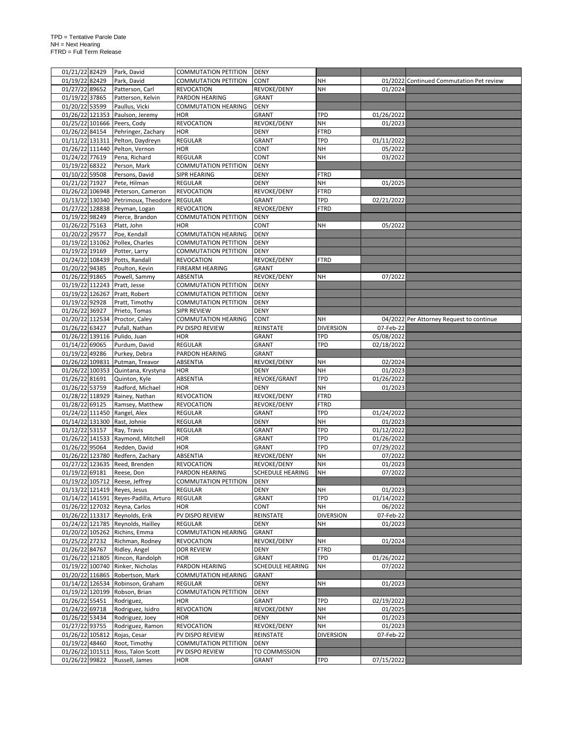TPD = Tentative Parole Date
NH = Next Hearing
FTRD = Full Term Release

| | | | | | | | |
|---|---|---|---|---|---|---|---|
| 01/21/22 | 82429 | Park, David | COMMUTATION PETITION | DENY | | | |
| 01/19/22 | 82429 | Park, David | COMMUTATION PETITION | CONT | NH | 01/2022 | Continued Commutation Pet review |
| 01/27/22 | 89652 | Patterson, Carl | REVOCATION | REVOKE/DENY | NH | 01/2024 | |
| 01/19/22 | 37865 | Patterson, Kelvin | PARDON HEARING | GRANT | | | |
| 01/20/22 | 53599 | Paullus, Vicki | COMMUTATION HEARING | DENY | | | |
| 01/26/22 | 121353 | Paulson, Jeremy | HOR | GRANT | TPD | 01/26/2022 | |
| 01/25/22 | 101666 | Peers, Cody | REVOCATION | REVOKE/DENY | NH | 01/2023 | |
| 01/26/22 | 84154 | Pehringer, Zachary | HOR | DENY | FTRD | | |
| 01/11/22 | 131311 | Pelton, Daydreyn | REGULAR | GRANT | TPD | 01/11/2022 | |
| 01/26/22 | 111440 | Pelton, Vernon | HOR | CONT | NH | 05/2022 | |
| 01/24/22 | 77619 | Pena, Richard | REGULAR | CONT | NH | 03/2022 | |
| 01/19/22 | 68322 | Person, Mark | COMMUTATION PETITION | DENY | | | |
| 01/10/22 | 59508 | Persons, David | SIPR HEARING | DENY | FTRD | | |
| 01/21/22 | 71927 | Pete, Hilman | REGULAR | DENY | NH | 01/2025 | |
| 01/26/22 | 106948 | Peterson, Cameron | REVOCATION | REVOKE/DENY | FTRD | | |
| 01/13/22 | 130340 | Petrimoux, Theodore | REGULAR | GRANT | TPD | 02/21/2022 | |
| 01/27/22 | 128838 | Peyman, Logan | REVOCATION | REVOKE/DENY | FTRD | | |
| 01/19/22 | 98249 | Pierce, Brandon | COMMUTATION PETITION | DENY | | | |
| 01/26/22 | 75163 | Platt, John | HOR | CONT | NH | 05/2022 | |
| 01/20/22 | 29577 | Poe, Kendall | COMMUTATION HEARING | DENY | | | |
| 01/19/22 | 131062 | Pollex, Charles | COMMUTATION PETITION | DENY | | | |
| 01/19/22 | 19169 | Potter, Larry | COMMUTATION PETITION | DENY | | | |
| 01/24/22 | 108439 | Potts, Randall | REVOCATION | REVOKE/DENY | FTRD | | |
| 01/20/22 | 94385 | Poulton, Kevin | FIREARM HEARING | GRANT | | | |
| 01/26/22 | 91865 | Powell, Sammy | ABSENTIA | REVOKE/DENY | NH | 07/2022 | |
| 01/19/22 | 112243 | Pratt, Jesse | COMMUTATION PETITION | DENY | | | |
| 01/19/22 | 126267 | Pratt, Robert | COMMUTATION PETITION | DENY | | | |
| 01/19/22 | 92928 | Pratt, Timothy | COMMUTATION PETITION | DENY | | | |
| 01/26/22 | 36927 | Prieto, Tomas | SIPR REVIEW | DENY | | | |
| 01/20/22 | 112534 | Proctor, Caley | COMMUTATION HEARING | CONT | NH | 04/2022 | Per Attorney Request to continue |
| 01/26/22 | 63427 | Pufall, Nathan | PV DISPO REVIEW | REINSTATE | DIVERSION | 07-Feb-22 | |
| 01/26/22 | 139116 | Pulido, Juan | HOR | GRANT | TPD | 05/08/2022 | |
| 01/14/22 | 69065 | Purdum, David | REGULAR | GRANT | TPD | 02/18/2022 | |
| 01/19/22 | 49286 | Purkey, Debra | PARDON HEARING | GRANT | | | |
| 01/26/22 | 109831 | Putman, Treavor | ABSENTIA | REVOKE/DENY | NH | 02/2024 | |
| 01/26/22 | 100353 | Quintana, Krystyna | HOR | DENY | NH | 01/2023 | |
| 01/26/22 | 81691 | Quinton, Kyle | ABSENTIA | REVOKE/GRANT | TPD | 01/26/2022 | |
| 01/26/22 | 53759 | Radford, Michael | HOR | DENY | NH | 01/2023 | |
| 01/28/22 | 118929 | Rainey, Nathan | REVOCATION | REVOKE/DENY | FTRD | | |
| 01/28/22 | 69125 | Ramsey, Matthew | REVOCATION | REVOKE/DENY | FTRD | | |
| 01/24/22 | 111450 | Rangel, Alex | REGULAR | GRANT | TPD | 01/24/2022 | |
| 01/14/22 | 131300 | Rast, Johnie | REGULAR | DENY | NH | 01/2023 | |
| 01/12/22 | 53157 | Ray, Travis | REGULAR | GRANT | TPD | 01/12/2022 | |
| 01/26/22 | 141533 | Raymond, Mitchell | HOR | GRANT | TPD | 01/26/2022 | |
| 01/26/22 | 95064 | Redden, David | HOR | GRANT | TPD | 07/29/2022 | |
| 01/26/22 | 123780 | Redfern, Zachary | ABSENTIA | REVOKE/DENY | NH | 07/2022 | |
| 01/27/22 | 123635 | Reed, Brenden | REVOCATION | REVOKE/DENY | NH | 01/2023 | |
| 01/19/22 | 69181 | Reese, Don | PARDON HEARING | SCHEDULE HEARING | NH | 07/2022 | |
| 01/19/22 | 105712 | Reese, Jeffrey | COMMUTATION PETITION | DENY | | | |
| 01/13/22 | 121419 | Reyes, Jesus | REGULAR | DENY | NH | 01/2023 | |
| 01/14/22 | 141591 | Reyes-Padilla, Arturo | REGULAR | GRANT | TPD | 01/14/2022 | |
| 01/26/22 | 127032 | Reyna, Carlos | HOR | CONT | NH | 06/2022 | |
| 01/26/22 | 113317 | Reynolds, Erik | PV DISPO REVIEW | REINSTATE | DIVERSION | 07-Feb-22 | |
| 01/24/22 | 121785 | Reynolds, Hailey | REGULAR | DENY | NH | 01/2023 | |
| 01/20/22 | 105262 | Richins, Emma | COMMUTATION HEARING | GRANT | | | |
| 01/25/22 | 27232 | Richman, Rodney | REVOCATION | REVOKE/DENY | NH | 01/2024 | |
| 01/26/22 | 84767 | Ridley, Angel | DOR REVIEW | DENY | FTRD | | |
| 01/26/22 | 121805 | Rincon, Randolph | HOR | GRANT | TPD | 01/26/2022 | |
| 01/19/22 | 100740 | Rinker, Nicholas | PARDON HEARING | SCHEDULE HEARING | NH | 07/2022 | |
| 01/20/22 | 116865 | Robertson, Mark | COMMUTATION HEARING | GRANT | | | |
| 01/14/22 | 126534 | Robinson, Graham | REGULAR | DENY | NH | 01/2023 | |
| 01/19/22 | 120199 | Robson, Brian | COMMUTATION PETITION | DENY | | | |
| 01/26/22 | 55451 | Rodriguez, | HOR | GRANT | TPD | 02/19/2022 | |
| 01/24/22 | 69718 | Rodriguez, Isidro | REVOCATION | REVOKE/DENY | NH | 01/2025 | |
| 01/26/22 | 53434 | Rodriguez, Joey | HOR | DENY | NH | 01/2023 | |
| 01/27/22 | 93755 | Rodriguez, Ramon | REVOCATION | REVOKE/DENY | NH | 01/2023 | |
| 01/26/22 | 105812 | Rojas, Cesar | PV DISPO REVIEW | REINSTATE | DIVERSION | 07-Feb-22 | |
| 01/19/22 | 48460 | Root, Timothy | COMMUTATION PETITION | DENY | | | |
| 01/26/22 | 101511 | Ross, Talon Scott | PV DISPO REVIEW | TO COMMISSION | | | |
| 01/26/22 | 99822 | Russell, James | HOR | GRANT | TPD | 07/15/2022 | |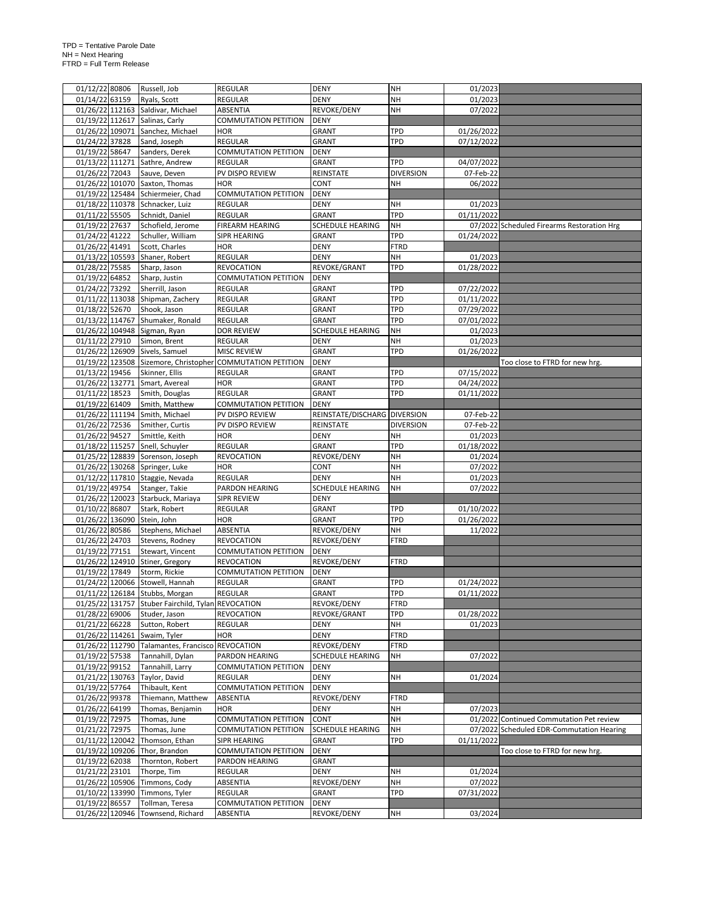TPD = Tentative Parole Date
NH = Next Hearing
FTRD = Full Term Release

| | | | | | | | |
|---|---|---|---|---|---|---|---|
| 01/12/22 | 80806 | Russell, Job | REGULAR | DENY | NH | 01/2023 | |
| 01/14/22 | 63159 | Ryals, Scott | REGULAR | DENY | NH | 01/2023 | |
| 01/26/22 | 112163 | Saldivar, Michael | ABSENTIA | REVOKE/DENY | NH | 07/2022 | |
| 01/19/22 | 112617 | Salinas, Carly | COMMUTATION PETITION | DENY | | | |
| 01/26/22 | 109071 | Sanchez, Michael | HOR | GRANT | TPD | 01/26/2022 | |
| 01/24/22 | 37828 | Sand, Joseph | REGULAR | GRANT | TPD | 07/12/2022 | |
| 01/19/22 | 58647 | Sanders, Derek | COMMUTATION PETITION | DENY | | | |
| 01/13/22 | 111271 | Sathre, Andrew | REGULAR | GRANT | TPD | 04/07/2022 | |
| 01/26/22 | 72043 | Sauve, Deven | PV DISPO REVIEW | REINSTATE | DIVERSION | 07-Feb-22 | |
| 01/26/22 | 101070 | Saxton, Thomas | HOR | CONT | NH | 06/2022 | |
| 01/19/22 | 125484 | Schiermeier, Chad | COMMUTATION PETITION | DENY | | | |
| 01/18/22 | 110378 | Schnacker, Luiz | REGULAR | DENY | NH | 01/2023 | |
| 01/11/22 | 55505 | Schnidt, Daniel | REGULAR | GRANT | TPD | 01/11/2022 | |
| 01/19/22 | 27637 | Schofield, Jerome | FIREARM HEARING | SCHEDULE HEARING | NH | 07/2022 | Scheduled Firearms Restoration Hrg |
| 01/24/22 | 41222 | Schuller, William | SIPR HEARING | GRANT | TPD | 01/24/2022 | |
| 01/26/22 | 41491 | Scott, Charles | HOR | DENY | FTRD | | |
| 01/13/22 | 105593 | Shaner, Robert | REGULAR | DENY | NH | 01/2023 | |
| 01/28/22 | 75585 | Sharp, Jason | REVOCATION | REVOKE/GRANT | TPD | 01/28/2022 | |
| 01/19/22 | 64852 | Sharp, Justin | COMMUTATION PETITION | DENY | | | |
| 01/24/22 | 73292 | Sherrill, Jason | REGULAR | GRANT | TPD | 07/22/2022 | |
| 01/11/22 | 113038 | Shipman, Zachery | REGULAR | GRANT | TPD | 01/11/2022 | |
| 01/18/22 | 52670 | Shook, Jason | REGULAR | GRANT | TPD | 07/29/2022 | |
| 01/13/22 | 114767 | Shumaker, Ronald | REGULAR | GRANT | TPD | 07/01/2022 | |
| 01/26/22 | 104948 | Sigman, Ryan | DOR REVIEW | SCHEDULE HEARING | NH | 01/2023 | |
| 01/11/22 | 27910 | Simon, Brent | REGULAR | DENY | NH | 01/2023 | |
| 01/26/22 | 126909 | Sivels, Samuel | MISC REVIEW | GRANT | TPD | 01/26/2022 | |
| 01/19/22 | 123508 | Sizemore, Christopher | COMMUTATION PETITION | DENY | | | Too close to FTRD for new hrg. |
| 01/13/22 | 19456 | Skinner, Ellis | REGULAR | GRANT | TPD | 07/15/2022 | |
| 01/26/22 | 132771 | Smart, Avereal | HOR | GRANT | TPD | 04/24/2022 | |
| 01/11/22 | 18523 | Smith, Douglas | REGULAR | GRANT | TPD | 01/11/2022 | |
| 01/19/22 | 61409 | Smith, Matthew | COMMUTATION PETITION | DENY | | | |
| 01/26/22 | 111194 | Smith, Michael | PV DISPO REVIEW | REINSTATE/DISCHARG | DIVERSION | 07-Feb-22 | |
| 01/26/22 | 72536 | Smither, Curtis | PV DISPO REVIEW | REINSTATE | DIVERSION | 07-Feb-22 | |
| 01/26/22 | 94527 | Smittle, Keith | HOR | DENY | NH | 01/2023 | |
| 01/18/22 | 115257 | Snell, Schuyler | REGULAR | GRANT | TPD | 01/18/2022 | |
| 01/25/22 | 128839 | Sorenson, Joseph | REVOCATION | REVOKE/DENY | NH | 01/2024 | |
| 01/26/22 | 130268 | Springer, Luke | HOR | CONT | NH | 07/2022 | |
| 01/12/22 | 117810 | Staggie, Nevada | REGULAR | DENY | NH | 01/2023 | |
| 01/19/22 | 49754 | Stanger, Takie | PARDON HEARING | SCHEDULE HEARING | NH | 07/2022 | |
| 01/26/22 | 120023 | Starbuck, Mariaya | SIPR REVIEW | DENY | | | |
| 01/10/22 | 86807 | Stark, Robert | REGULAR | GRANT | TPD | 01/10/2022 | |
| 01/26/22 | 136090 | Stein, John | HOR | GRANT | TPD | 01/26/2022 | |
| 01/26/22 | 80586 | Stephens, Michael | ABSENTIA | REVOKE/DENY | NH | 11/2022 | |
| 01/26/22 | 24703 | Stevens, Rodney | REVOCATION | REVOKE/DENY | FTRD | | |
| 01/19/22 | 77151 | Stewart, Vincent | COMMUTATION PETITION | DENY | | | |
| 01/26/22 | 124910 | Stiner, Gregory | REVOCATION | REVOKE/DENY | FTRD | | |
| 01/19/22 | 17849 | Storm, Rickie | COMMUTATION PETITION | DENY | | | |
| 01/24/22 | 120066 | Stowell, Hannah | REGULAR | GRANT | TPD | 01/24/2022 | |
| 01/11/22 | 126184 | Stubbs, Morgan | REGULAR | GRANT | TPD | 01/11/2022 | |
| 01/25/22 | 131757 | Stuber Fairchild, Tylan | REVOCATION | REVOKE/DENY | FTRD | | |
| 01/28/22 | 69006 | Studer, Jason | REVOCATION | REVOKE/GRANT | TPD | 01/28/2022 | |
| 01/21/22 | 66228 | Sutton, Robert | REGULAR | DENY | NH | 01/2023 | |
| 01/26/22 | 114261 | Swaim, Tyler | HOR | DENY | FTRD | | |
| 01/26/22 | 112790 | Talamantes, Francisco | REVOCATION | REVOKE/DENY | FTRD | | |
| 01/19/22 | 57538 | Tannahill, Dylan | PARDON HEARING | SCHEDULE HEARING | NH | 07/2022 | |
| 01/19/22 | 99152 | Tannahill, Larry | COMMUTATION PETITION | DENY | | | |
| 01/21/22 | 130763 | Taylor, David | REGULAR | DENY | NH | 01/2024 | |
| 01/19/22 | 57764 | Thibault, Kent | COMMUTATION PETITION | DENY | | | |
| 01/26/22 | 99378 | Thiemann, Matthew | ABSENTIA | REVOKE/DENY | FTRD | | |
| 01/26/22 | 64199 | Thomas, Benjamin | HOR | DENY | NH | 07/2023 | |
| 01/19/22 | 72975 | Thomas, June | COMMUTATION PETITION | CONT | NH | 01/2022 | Continued Commutation Pet review |
| 01/21/22 | 72975 | Thomas, June | COMMUTATION PETITION | SCHEDULE HEARING | NH | 07/2022 | Scheduled EDR-Commutation Hearing |
| 01/11/22 | 120042 | Thomson, Ethan | SIPR HEARING | GRANT | TPD | 01/11/2022 | |
| 01/19/22 | 109206 | Thor, Brandon | COMMUTATION PETITION | DENY | | | Too close to FTRD for new hrg. |
| 01/19/22 | 62038 | Thornton, Robert | PARDON HEARING | GRANT | | | |
| 01/21/22 | 23101 | Thorpe, Tim | REGULAR | DENY | NH | 01/2024 | |
| 01/26/22 | 105906 | Timmons, Cody | ABSENTIA | REVOKE/DENY | NH | 07/2022 | |
| 01/10/22 | 133990 | Timmons, Tyler | REGULAR | GRANT | TPD | 07/31/2022 | |
| 01/19/22 | 86557 | Tollman, Teresa | COMMUTATION PETITION | DENY | | | |
| 01/26/22 | 120946 | Townsend, Richard | ABSENTIA | REVOKE/DENY | NH | 03/2024 | |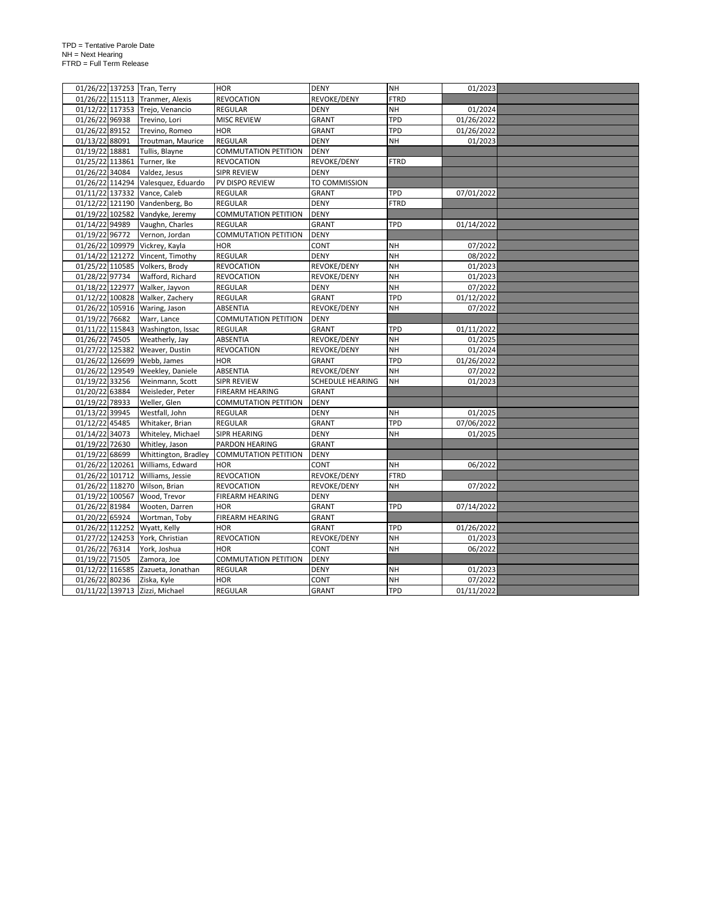TPD = Tentative Parole Date
NH = Next Hearing
FTRD = Full Term Release

| | | | | | | | |
|---|---|---|---|---|---|---|---|
| 01/26/22 | 137253 | Tran, Terry | HOR | DENY | NH | 01/2023 | |
| 01/26/22 | 115113 | Tranmer, Alexis | REVOCATION | REVOKE/DENY | FTRD | | |
| 01/12/22 | 117353 | Trejo, Venancio | REGULAR | DENY | NH | 01/2024 | |
| 01/26/22 | 96938 | Trevino, Lori | MISC REVIEW | GRANT | TPD | 01/26/2022 | |
| 01/26/22 | 89152 | Trevino, Romeo | HOR | GRANT | TPD | 01/26/2022 | |
| 01/13/22 | 88091 | Troutman, Maurice | REGULAR | DENY | NH | 01/2023 | |
| 01/19/22 | 18881 | Tullis, Blayne | COMMUTATION PETITION | DENY | | | |
| 01/25/22 | 113861 | Turner, Ike | REVOCATION | REVOKE/DENY | FTRD | | |
| 01/26/22 | 34084 | Valdez, Jesus | SIPR REVIEW | DENY | | | |
| 01/26/22 | 114294 | Valesquez, Eduardo | PV DISPO REVIEW | TO COMMISSION | | | |
| 01/11/22 | 137332 | Vance, Caleb | REGULAR | GRANT | TPD | 07/01/2022 | |
| 01/12/22 | 121190 | Vandenberg, Bo | REGULAR | DENY | FTRD | | |
| 01/19/22 | 102582 | Vandyke, Jeremy | COMMUTATION PETITION | DENY | | | |
| 01/14/22 | 94989 | Vaughn, Charles | REGULAR | GRANT | TPD | 01/14/2022 | |
| 01/19/22 | 96772 | Vernon, Jordan | COMMUTATION PETITION | DENY | | | |
| 01/26/22 | 109979 | Vickrey, Kayla | HOR | CONT | NH | 07/2022 | |
| 01/14/22 | 121272 | Vincent, Timothy | REGULAR | DENY | NH | 08/2022 | |
| 01/25/22 | 110585 | Volkers, Brody | REVOCATION | REVOKE/DENY | NH | 01/2023 | |
| 01/28/22 | 97734 | Wafford, Richard | REVOCATION | REVOKE/DENY | NH | 01/2023 | |
| 01/18/22 | 122977 | Walker, Jayvon | REGULAR | DENY | NH | 07/2022 | |
| 01/12/22 | 100828 | Walker, Zachery | REGULAR | GRANT | TPD | 01/12/2022 | |
| 01/26/22 | 105916 | Waring, Jason | ABSENTIA | REVOKE/DENY | NH | 07/2022 | |
| 01/19/22 | 76682 | Warr, Lance | COMMUTATION PETITION | DENY | | | |
| 01/11/22 | 115843 | Washington, Issac | REGULAR | GRANT | TPD | 01/11/2022 | |
| 01/26/22 | 74505 | Weatherly, Jay | ABSENTIA | REVOKE/DENY | NH | 01/2025 | |
| 01/27/22 | 125382 | Weaver, Dustin | REVOCATION | REVOKE/DENY | NH | 01/2024 | |
| 01/26/22 | 126699 | Webb, James | HOR | GRANT | TPD | 01/26/2022 | |
| 01/26/22 | 129549 | Weekley, Daniele | ABSENTIA | REVOKE/DENY | NH | 07/2022 | |
| 01/19/22 | 33256 | Weinmann, Scott | SIPR REVIEW | SCHEDULE HEARING | NH | 01/2023 | |
| 01/20/22 | 63884 | Weisleder, Peter | FIREARM HEARING | GRANT | | | |
| 01/19/22 | 78933 | Weller, Glen | COMMUTATION PETITION | DENY | | | |
| 01/13/22 | 39945 | Westfall, John | REGULAR | DENY | NH | 01/2025 | |
| 01/12/22 | 45485 | Whitaker, Brian | REGULAR | GRANT | TPD | 07/06/2022 | |
| 01/14/22 | 34073 | Whiteley, Michael | SIPR HEARING | DENY | NH | 01/2025 | |
| 01/19/22 | 72630 | Whitley, Jason | PARDON HEARING | GRANT | | | |
| 01/19/22 | 68699 | Whittington, Bradley | COMMUTATION PETITION | DENY | | | |
| 01/26/22 | 120261 | Williams, Edward | HOR | CONT | NH | 06/2022 | |
| 01/26/22 | 101712 | Williams, Jessie | REVOCATION | REVOKE/DENY | FTRD | | |
| 01/26/22 | 118270 | Wilson, Brian | REVOCATION | REVOKE/DENY | NH | 07/2022 | |
| 01/19/22 | 100567 | Wood, Trevor | FIREARM HEARING | DENY | | | |
| 01/26/22 | 81984 | Wooten, Darren | HOR | GRANT | TPD | 07/14/2022 | |
| 01/20/22 | 65924 | Wortman, Toby | FIREARM HEARING | GRANT | | | |
| 01/26/22 | 112252 | Wyatt, Kelly | HOR | GRANT | TPD | 01/26/2022 | |
| 01/27/22 | 124253 | York, Christian | REVOCATION | REVOKE/DENY | NH | 01/2023 | |
| 01/26/22 | 76314 | York, Joshua | HOR | CONT | NH | 06/2022 | |
| 01/19/22 | 71505 | Zamora, Joe | COMMUTATION PETITION | DENY | | | |
| 01/12/22 | 116585 | Zazueta, Jonathan | REGULAR | DENY | NH | 01/2023 | |
| 01/26/22 | 80236 | Ziska, Kyle | HOR | CONT | NH | 07/2022 | |
| 01/11/22 | 139713 | Zizzi, Michael | REGULAR | GRANT | TPD | 01/11/2022 | |